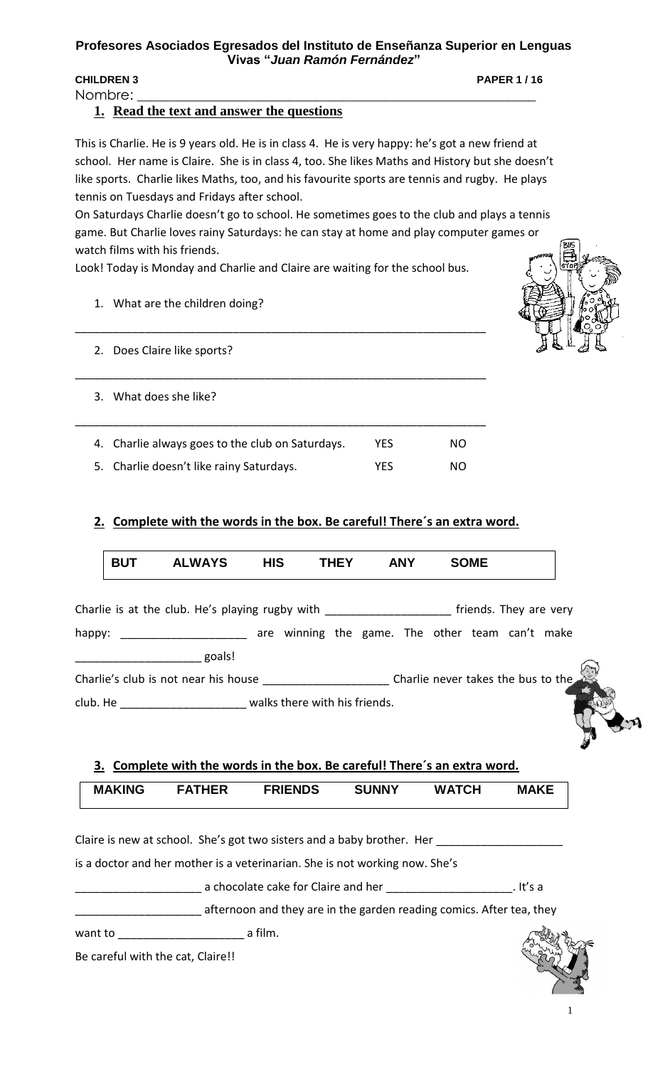**Profesores Asociados Egresados del Instituto de Enseñanza Superior en Lenguas Vivas "*Juan Ramón Fernández*"**

**CHILDREN 3** **PAPER 1 / 16**

Nombre: ___________________________________________________________

## 1. Read the text and answer the questions

This is Charlie. He is 9 years old. He is in class 4. He is very happy: he's got a new friend at school. Her name is Claire. She is in class 4, too. She likes Maths and History but she doesn't like sports. Charlie likes Maths, too, and his favourite sports are tennis and rugby. He plays tennis on Tuesdays and Fridays after school.

On Saturdays Charlie doesn't go to school. He sometimes goes to the club and plays a tennis game. But Charlie loves rainy Saturdays: he can stay at home and play computer games or watch films with his friends.

Look! Today is Monday and Charlie and Claire are waiting for the school bus.

1. What are the children doing?

_________________________________________________________________

2. Does Claire like sports?

_________________________________________________________________

3. What does she like?

_________________________________________________________________

4. Charlie always goes to the club on Saturdays. YES NO
5. Charlie doesn't like rainy Saturdays. YES NO

## 2. Complete with the words in the box. Be careful! There´s an extra word.

| BUT | ALWAYS | HIS | THEY | ANY | SOME |
|---|---|---|---|---|---|

Charlie is at the club. He's playing rugby with ____________________ friends. They are very happy: ____________________ are winning the game. The other team can't make ____________________ goals!

Charlie's club is not near his house ____________________ Charlie never takes the bus to the club. He ____________________ walks there with his friends.

## 3. Complete with the words in the box. Be careful! There´s an extra word.

| MAKING | FATHER | FRIENDS | SUNNY | WATCH | MAKE |
|---|---|---|---|---|---|

Claire is new at school. She's got two sisters and a baby brother. Her ____________________ is a doctor and her mother is a veterinarian. She is not working now. She's ____________________ a chocolate cake for Claire and her ____________________. It's a ____________________ afternoon and they are in the garden reading comics. After tea, they want to ____________________ a film.

Be careful with the cat, Claire!!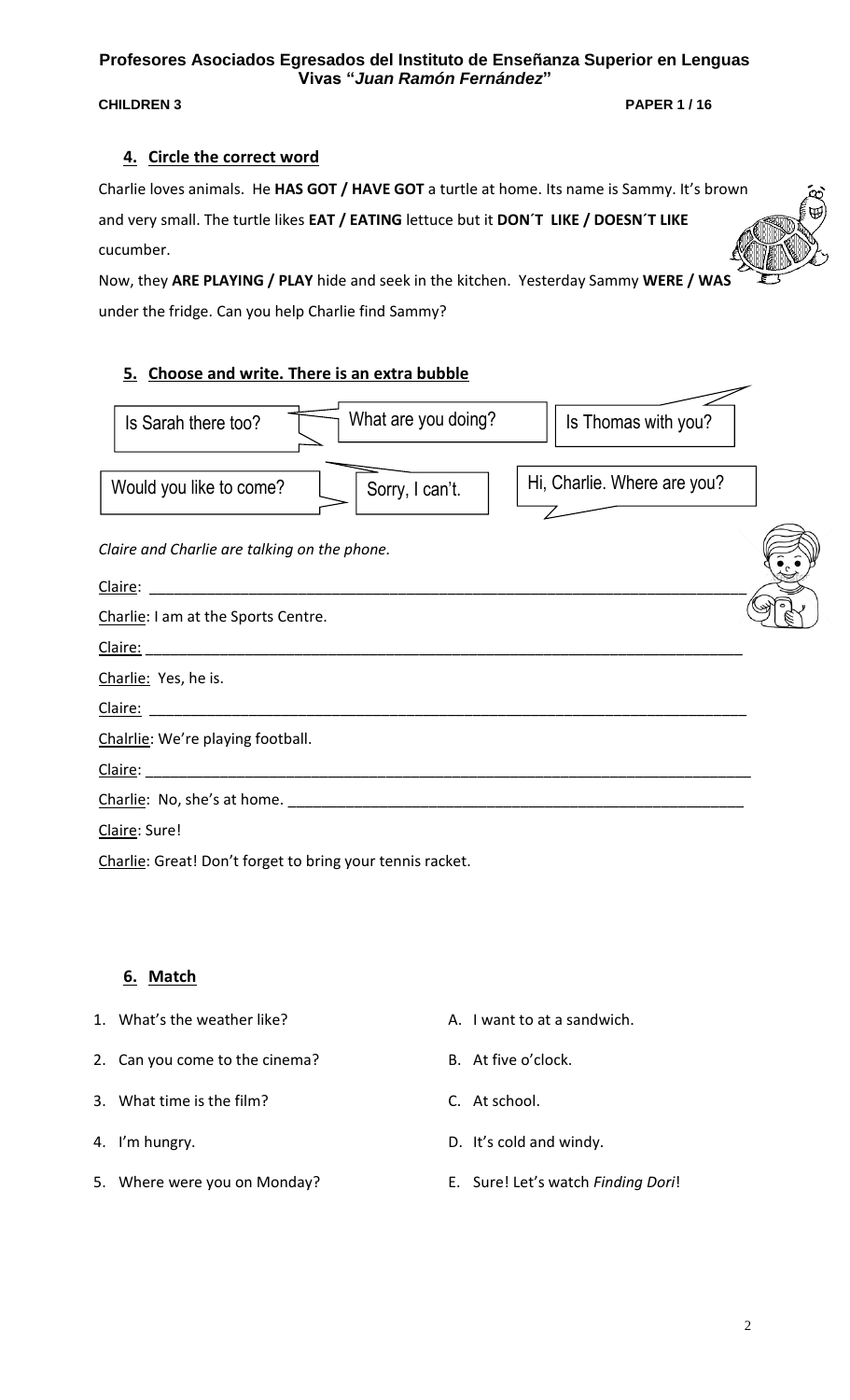**Profesores Asociados Egresados del Instituto de Enseñanza Superior en Lenguas Vivas "*Juan Ramón Fernández*"**

**CHILDREN 3** **PAPER 1 / 16**

## 4. Circle the correct word

Charlie loves animals. He **HAS GOT / HAVE GOT** a turtle at home. Its name is Sammy. It's brown and very small. The turtle likes **EAT / EATING** lettuce but it **DON´T LIKE / DOESN´T LIKE** cucumber.

Now, they **ARE PLAYING / PLAY** hide and seek in the kitchen. Yesterday Sammy **WERE / WAS** under the fridge. Can you help Charlie find Sammy?

## 5. Choose and write. There is an extra bubble

Is Sarah there too? | What are you doing? | Is Thomas with you?

Would you like to come? | Sorry, I can't. | Hi, Charlie. Where are you?

*Claire and Charlie are talking on the phone.*

Claire: ___________________________________________

Charlie: I am at the Sports Centre.

Claire: ___________________________________________

Charlie: Yes, he is.

Claire: ___________________________________________

Chalrlie: We're playing football.

Claire: ___________________________________________

Charlie: No, she's at home. ___________________________________________

Claire: Sure!

Charlie: Great! Don't forget to bring your tennis racket.

## 6. Match

1. What's the weather like?
2. Can you come to the cinema?
3. What time is the film?
4. I'm hungry.
5. Where were you on Monday?

A. I want to at a sandwich.
B. At five o'clock.
C. At school.
D. It's cold and windy.
E. Sure! Let's watch *Finding Dori*!